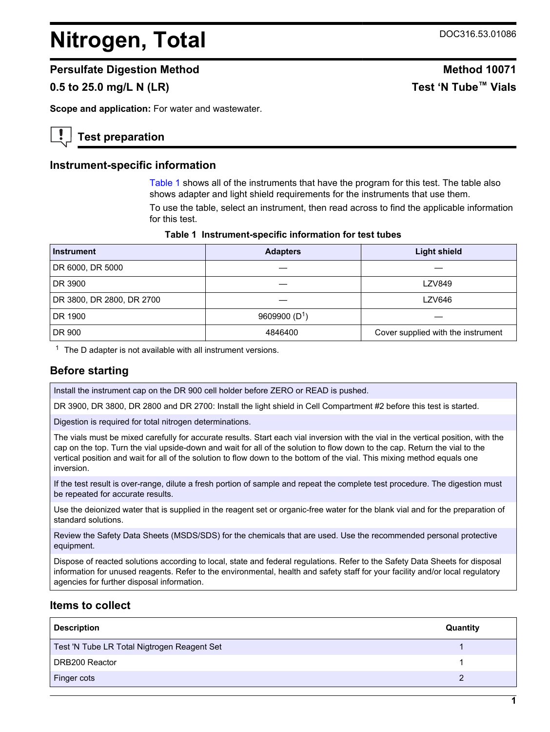# Nitrogen, Total

DOC316.53.01086

## Persulfate Digestion Method

**Method 10071**

**0.5 to 25.0 mg/L N (LR)**

**Test 'N Tube™ Vials**

**Scope and application:** For water and wastewater.

## Test preparation

### Instrument-specific information

Table 1 shows all of the instruments that have the program for this test. The table also shows adapter and light shield requirements for the instruments that use them.

To use the table, select an instrument, then read across to find the applicable information for this test.

**Table 1 Instrument-specific information for test tubes**

| Instrument | Adapters | Light shield |
| --- | --- | --- |
| DR 6000, DR 5000 | — | — |
| DR 3900 | — | LZV849 |
| DR 3800, DR 2800, DR 2700 | — | LZV646 |
| DR 1900 | 9609900 (D[1]) | — |
| DR 900 | 4846400 | Cover supplied with the instrument |

[1] The D adapter is not available with all instrument versions.

### Before starting

Install the instrument cap on the DR 900 cell holder before ZERO or READ is pushed.

DR 3900, DR 3800, DR 2800 and DR 2700: Install the light shield in Cell Compartment #2 before this test is started.

Digestion is required for total nitrogen determinations.

The vials must be mixed carefully for accurate results. Start each vial inversion with the vial in the vertical position, with the cap on the top. Turn the vial upside-down and wait for all of the solution to flow down to the cap. Return the vial to the vertical position and wait for all of the solution to flow down to the bottom of the vial. This mixing method equals one inversion.

If the test result is over-range, dilute a fresh portion of sample and repeat the complete test procedure. The digestion must be repeated for accurate results.

Use the deionized water that is supplied in the reagent set or organic-free water for the blank vial and for the preparation of standard solutions.

Review the Safety Data Sheets (MSDS/SDS) for the chemicals that are used. Use the recommended personal protective equipment.

Dispose of reacted solutions according to local, state and federal regulations. Refer to the Safety Data Sheets for disposal information for unused reagents. Refer to the environmental, health and safety staff for your facility and/or local regulatory agencies for further disposal information.

### Items to collect

| Description | Quantity |
| --- | --- |
| Test 'N Tube LR Total Nigtrogen Reagent Set | 1 |
| DRB200 Reactor | 1 |
| Finger cots | 2 |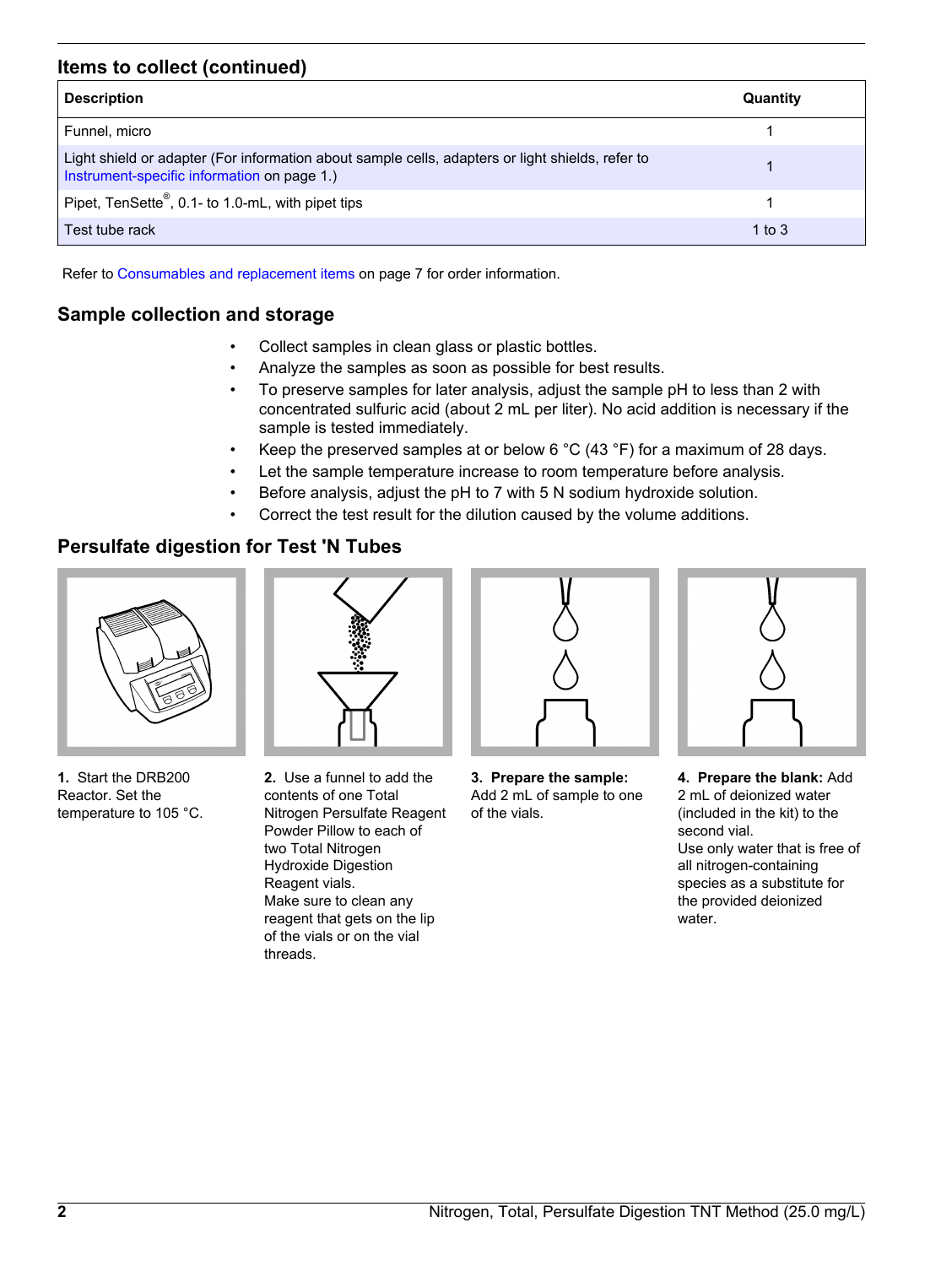## Items to collect (continued)

| Description | Quantity |
| --- | --- |
| Funnel, micro | 1 |
| Light shield or adapter (For information about sample cells, adapters or light shields, refer to Instrument-specific information on page 1.) | 1 |
| Pipet, TenSette®, 0.1- to 1.0-mL, with pipet tips | 1 |
| Test tube rack | 1 to 3 |

Refer to Consumables and replacement items on page 7 for order information.

## Sample collection and storage

- Collect samples in clean glass or plastic bottles.
- Analyze the samples as soon as possible for best results.
- To preserve samples for later analysis, adjust the sample pH to less than 2 with concentrated sulfuric acid (about 2 mL per liter). No acid addition is necessary if the sample is tested immediately.
- Keep the preserved samples at or below 6 °C (43 °F) for a maximum of 28 days.
- Let the sample temperature increase to room temperature before analysis.
- Before analysis, adjust the pH to 7 with 5 N sodium hydroxide solution.
- Correct the test result for the dilution caused by the volume additions.

## Persulfate digestion for Test 'N Tubes

**1.** Start the DRB200 Reactor. Set the temperature to 105 °C.

**2.** Use a funnel to add the contents of one Total Nitrogen Persulfate Reagent Powder Pillow to each of two Total Nitrogen Hydroxide Digestion Reagent vials.
Make sure to clean any reagent that gets on the lip of the vials or on the vial threads.

**3. Prepare the sample:** Add 2 mL of sample to one of the vials.

**4. Prepare the blank:** Add 2 mL of deionized water (included in the kit) to the second vial.
Use only water that is free of all nitrogen-containing species as a substitute for the provided deionized water.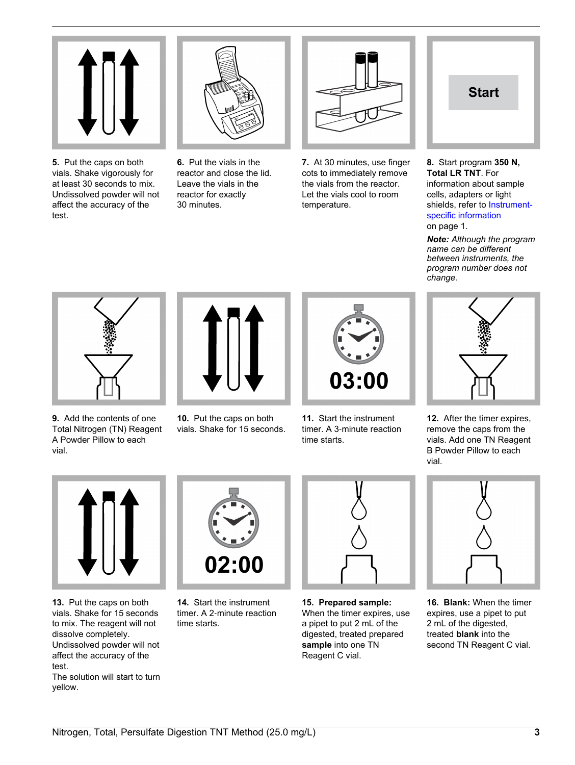**5.** Put the caps on both vials. Shake vigorously for at least 30 seconds to mix. Undissolved powder will not affect the accuracy of the test.

**6.** Put the vials in the reactor and close the lid. Leave the vials in the reactor for exactly 30 minutes.

**7.** At 30 minutes, use finger cots to immediately remove the vials from the reactor. Let the vials cool to room temperature.

**8.** Start program **350 N, Total LR TNT**. For information about sample cells, adapters or light shields, refer to Instrument-specific information on page 1.

***Note:*** *Although the program name can be different between instruments, the program number does not change.*

**9.** Add the contents of one Total Nitrogen (TN) Reagent A Powder Pillow to each vial.

**10.** Put the caps on both vials. Shake for 15 seconds.

**11.** Start the instrument timer. A 3-minute reaction time starts.

**12.** After the timer expires, remove the caps from the vials. Add one TN Reagent B Powder Pillow to each vial.

**13.** Put the caps on both vials. Shake for 15 seconds to mix. The reagent will not dissolve completely. Undissolved powder will not affect the accuracy of the test.
The solution will start to turn yellow.

**14.** Start the instrument timer. A 2-minute reaction time starts.

**15.** **Prepared sample:** When the timer expires, use a pipet to put 2 mL of the digested, treated prepared **sample** into one TN Reagent C vial.

**16.** **Blank:** When the timer expires, use a pipet to put 2 mL of the digested, treated **blank** into the second TN Reagent C vial.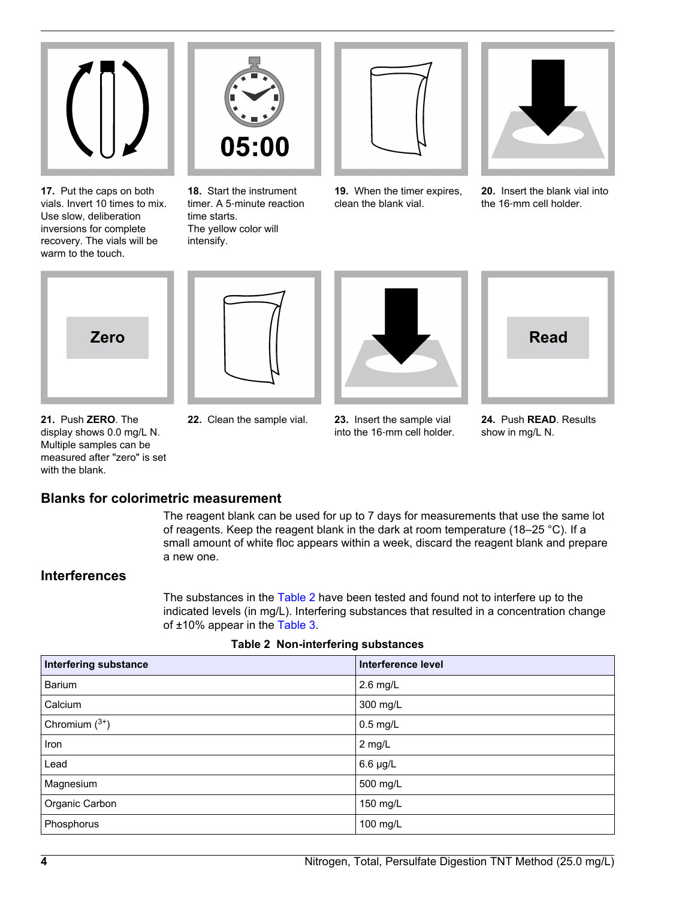17. Put the caps on both vials. Invert 10 times to mix. Use slow, deliberation inversions for complete recovery. The vials will be warm to the touch.

18. Start the instrument timer. A 5-minute reaction time starts.
The yellow color will intensify.

19. When the timer expires, clean the blank vial.

20. Insert the blank vial into the 16-mm cell holder.

21. Push **ZERO**. The display shows 0.0 mg/L N. Multiple samples can be measured after "zero" is set with the blank.

22. Clean the sample vial.

23. Insert the sample vial into the 16-mm cell holder.

24. Push **READ**. Results show in mg/L N.

## Blanks for colorimetric measurement

The reagent blank can be used for up to 7 days for measurements that use the same lot of reagents. Keep the reagent blank in the dark at room temperature (18–25 °C). If a small amount of white floc appears within a week, discard the reagent blank and prepare a new one.

## Interferences

The substances in the Table 2 have been tested and found not to interfere up to the indicated levels (in mg/L). Interfering substances that resulted in a concentration change of ±10% appear in the Table 3.

**Table 2 Non-interfering substances**

| Interfering substance | Interference level |
| --- | --- |
| Barium | 2.6 mg/L |
| Calcium | 300 mg/L |
| Chromium ($^{3+}$) | 0.5 mg/L |
| Iron | 2 mg/L |
| Lead | 6.6 µg/L |
| Magnesium | 500 mg/L |
| Organic Carbon | 150 mg/L |
| Phosphorus | 100 mg/L |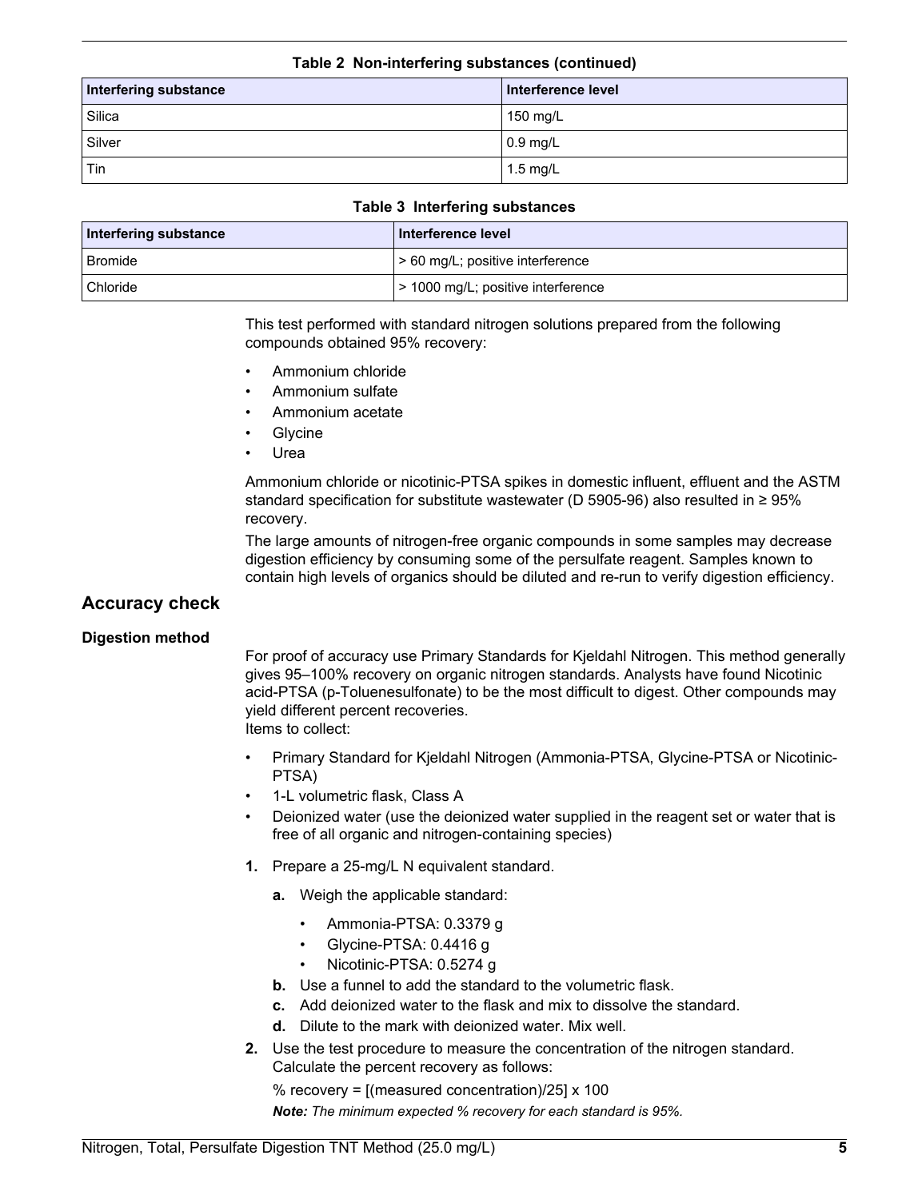**Table 2 Non-interfering substances (continued)**

| Interfering substance | Interference level |
|---|---|
| Silica | 150 mg/L |
| Silver | 0.9 mg/L |
| Tin | 1.5 mg/L |

**Table 3 Interfering substances**

| Interfering substance | Interference level |
|---|---|
| Bromide | > 60 mg/L; positive interference |
| Chloride | > 1000 mg/L; positive interference |

This test performed with standard nitrogen solutions prepared from the following compounds obtained 95% recovery:

- Ammonium chloride
- Ammonium sulfate
- Ammonium acetate
- Glycine
- Urea

Ammonium chloride or nicotinic-PTSA spikes in domestic influent, effluent and the ASTM standard specification for substitute wastewater (D 5905-96) also resulted in ≥ 95% recovery.

The large amounts of nitrogen-free organic compounds in some samples may decrease digestion efficiency by consuming some of the persulfate reagent. Samples known to contain high levels of organics should be diluted and re-run to verify digestion efficiency.

## Accuracy check

### Digestion method

For proof of accuracy use Primary Standards for Kjeldahl Nitrogen. This method generally gives 95–100% recovery on organic nitrogen standards. Analysts have found Nicotinic acid-PTSA (p-Toluenesulfonate) to be the most difficult to digest. Other compounds may yield different percent recoveries.
Items to collect:

- Primary Standard for Kjeldahl Nitrogen (Ammonia-PTSA, Glycine-PTSA or Nicotinic-PTSA)
- 1-L volumetric flask, Class A
- Deionized water (use the deionized water supplied in the reagent set or water that is free of all organic and nitrogen-containing species)

1. Prepare a 25-mg/L N equivalent standard.
    a. Weigh the applicable standard:
        - Ammonia-PTSA: 0.3379 g
        - Glycine-PTSA: 0.4416 g
        - Nicotinic-PTSA: 0.5274 g
    b. Use a funnel to add the standard to the volumetric flask.
    c. Add deionized water to the flask and mix to dissolve the standard.
    d. Dilute to the mark with deionized water. Mix well.
2. Use the test procedure to measure the concentration of the nitrogen standard. Calculate the percent recovery as follows:

    % recovery = [(measured concentration)/25] x 100

    ***Note:*** *The minimum expected % recovery for each standard is 95%.*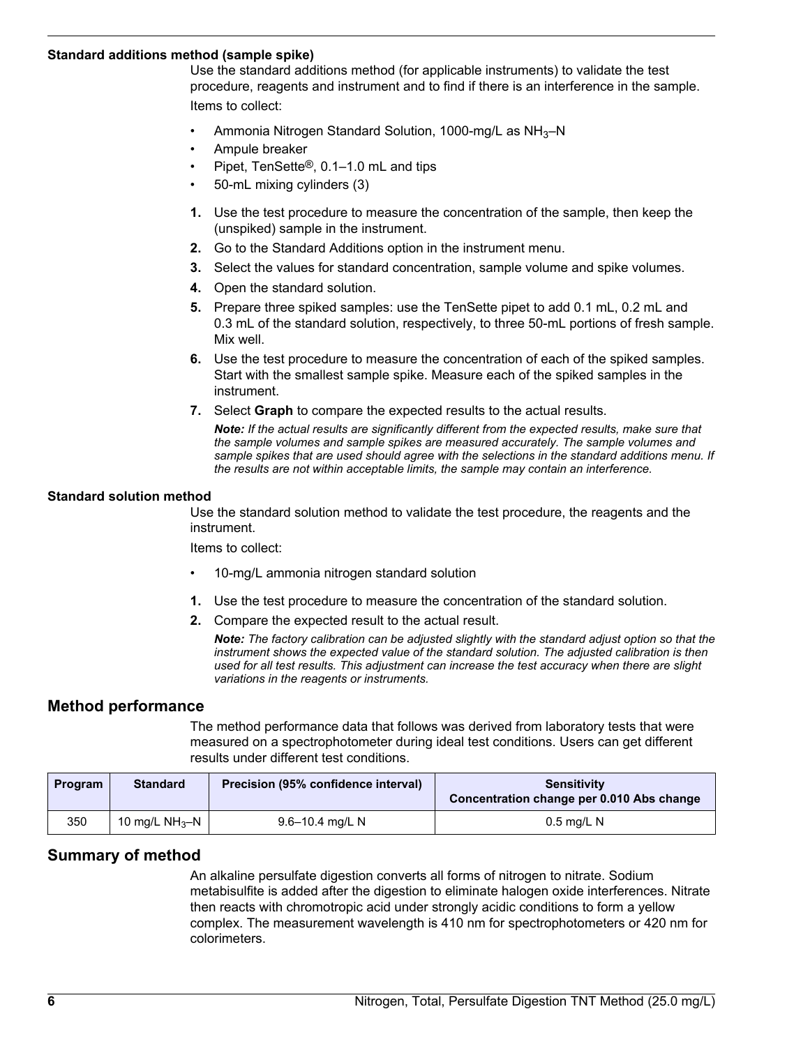### Standard additions method (sample spike)

Use the standard additions method (for applicable instruments) to validate the test procedure, reagents and instrument and to find if there is an interference in the sample.

Items to collect:

- Ammonia Nitrogen Standard Solution, 1000-mg/L as $NH_3$–N
- Ampule breaker
- Pipet, TenSette®, 0.1–1.0 mL and tips
- 50-mL mixing cylinders (3)

1. Use the test procedure to measure the concentration of the sample, then keep the (unspiked) sample in the instrument.
2. Go to the Standard Additions option in the instrument menu.
3. Select the values for standard concentration, sample volume and spike volumes.
4. Open the standard solution.
5. Prepare three spiked samples: use the TenSette pipet to add 0.1 mL, 0.2 mL and 0.3 mL of the standard solution, respectively, to three 50-mL portions of fresh sample. Mix well.
6. Use the test procedure to measure the concentration of each of the spiked samples. Start with the smallest sample spike. Measure each of the spiked samples in the instrument.
7. Select **Graph** to compare the expected results to the actual results.

   ***Note:*** *If the actual results are significantly different from the expected results, make sure that the sample volumes and sample spikes are measured accurately. The sample volumes and sample spikes that are used should agree with the selections in the standard additions menu. If the results are not within acceptable limits, the sample may contain an interference.*

### Standard solution method

Use the standard solution method to validate the test procedure, the reagents and the instrument.

Items to collect:

- 10-mg/L ammonia nitrogen standard solution

1. Use the test procedure to measure the concentration of the standard solution.
2. Compare the expected result to the actual result.

   ***Note:*** *The factory calibration can be adjusted slightly with the standard adjust option so that the instrument shows the expected value of the standard solution. The adjusted calibration is then used for all test results. This adjustment can increase the test accuracy when there are slight variations in the reagents or instruments.*

## Method performance

The method performance data that follows was derived from laboratory tests that were measured on a spectrophotometer during ideal test conditions. Users can get different results under different test conditions.

| Program | Standard | Precision (95% confidence interval) | Sensitivity Concentration change per 0.010 Abs change |
|---|---|---|---|
| 350 | 10 mg/L $NH_3$–N | 9.6–10.4 mg/L N | 0.5 mg/L N |

## Summary of method

An alkaline persulfate digestion converts all forms of nitrogen to nitrate. Sodium metabisulfite is added after the digestion to eliminate halogen oxide interferences. Nitrate then reacts with chromotropic acid under strongly acidic conditions to form a yellow complex. The measurement wavelength is 410 nm for spectrophotometers or 420 nm for colorimeters.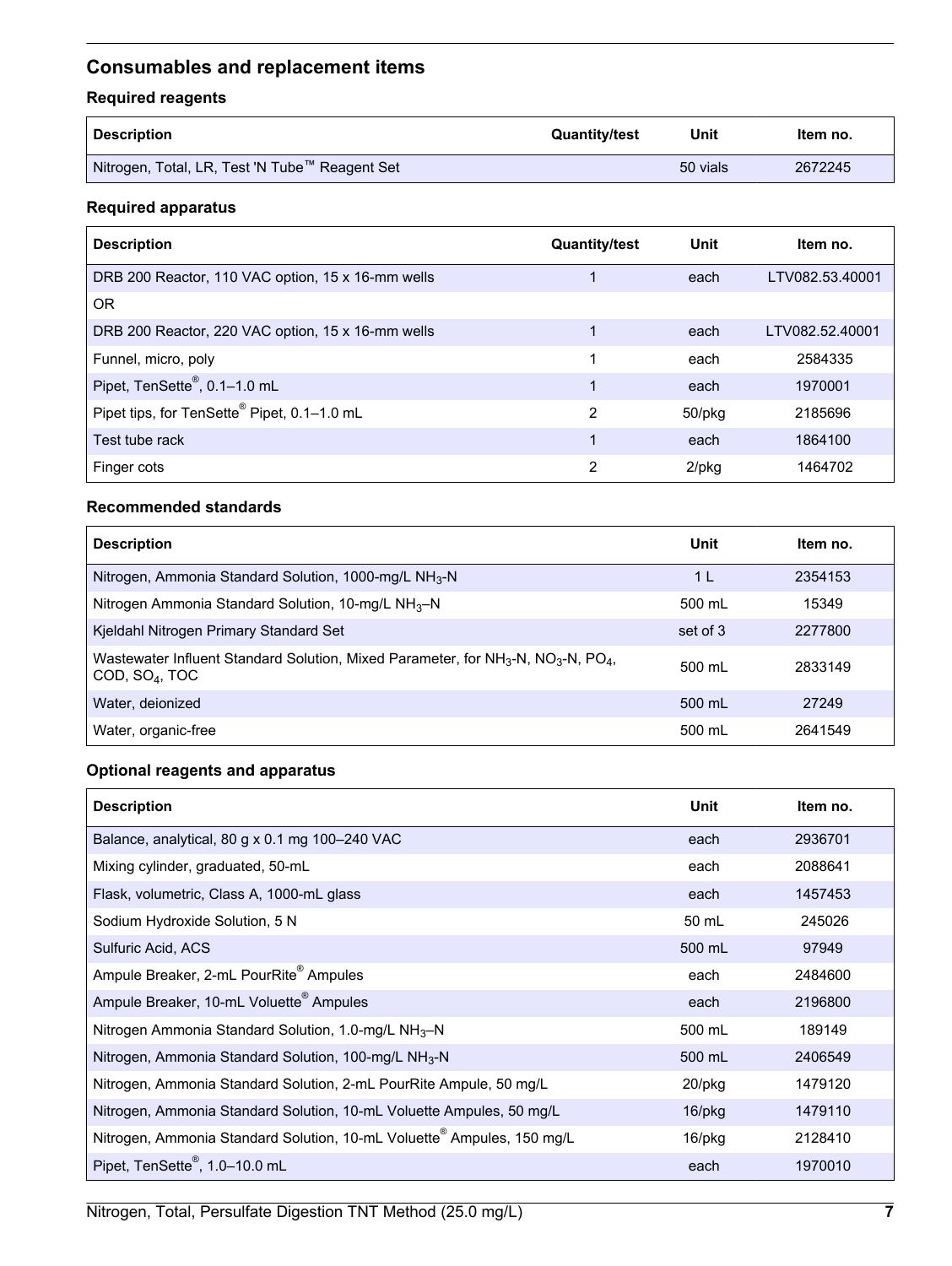## Consumables and replacement items

### Required reagents

| Description | Quantity/test | Unit | Item no. |
|---|---|---|---|
| Nitrogen, Total, LR, Test 'N Tube™ Reagent Set | | 50 vials | 2672245 |

### Required apparatus

| Description | Quantity/test | Unit | Item no. |
|---|---|---|---|
| DRB 200 Reactor, 110 VAC option, 15 x 16-mm wells | 1 | each | LTV082.53.40001 |
| OR | | | |
| DRB 200 Reactor, 220 VAC option, 15 x 16-mm wells | 1 | each | LTV082.52.40001 |
| Funnel, micro, poly | 1 | each | 2584335 |
| Pipet, TenSette®, 0.1–1.0 mL | 1 | each | 1970001 |
| Pipet tips, for TenSette® Pipet, 0.1–1.0 mL | 2 | 50/pkg | 2185696 |
| Test tube rack | 1 | each | 1864100 |
| Finger cots | 2 | 2/pkg | 1464702 |

### Recommended standards

| Description | Unit | Item no. |
|---|---|---|
| Nitrogen, Ammonia Standard Solution, 1000-mg/L $NH_3$-N | 1 L | 2354153 |
| Nitrogen Ammonia Standard Solution, 10-mg/L $NH_3$–N | 500 mL | 15349 |
| Kjeldahl Nitrogen Primary Standard Set | set of 3 | 2277800 |
| Wastewater Influent Standard Solution, Mixed Parameter, for $NH_3$-N, $NO_3$-N, $PO_4$, COD, $SO_4$, TOC | 500 mL | 2833149 |
| Water, deionized | 500 mL | 27249 |
| Water, organic-free | 500 mL | 2641549 |

### Optional reagents and apparatus

| Description | Unit | Item no. |
|---|---|---|
| Balance, analytical, 80 g x 0.1 mg 100–240 VAC | each | 2936701 |
| Mixing cylinder, graduated, 50-mL | each | 2088641 |
| Flask, volumetric, Class A, 1000-mL glass | each | 1457453 |
| Sodium Hydroxide Solution, 5 N | 50 mL | 245026 |
| Sulfuric Acid, ACS | 500 mL | 97949 |
| Ampule Breaker, 2-mL PourRite® Ampules | each | 2484600 |
| Ampule Breaker, 10-mL Voluette® Ampules | each | 2196800 |
| Nitrogen Ammonia Standard Solution, 1.0-mg/L $NH_3$–N | 500 mL | 189149 |
| Nitrogen, Ammonia Standard Solution, 100-mg/L $NH_3$-N | 500 mL | 2406549 |
| Nitrogen, Ammonia Standard Solution, 2-mL PourRite Ampule, 50 mg/L | 20/pkg | 1479120 |
| Nitrogen, Ammonia Standard Solution, 10-mL Voluette Ampules, 50 mg/L | 16/pkg | 1479110 |
| Nitrogen, Ammonia Standard Solution, 10-mL Voluette® Ampules, 150 mg/L | 16/pkg | 2128410 |
| Pipet, TenSette®, 1.0–10.0 mL | each | 1970010 |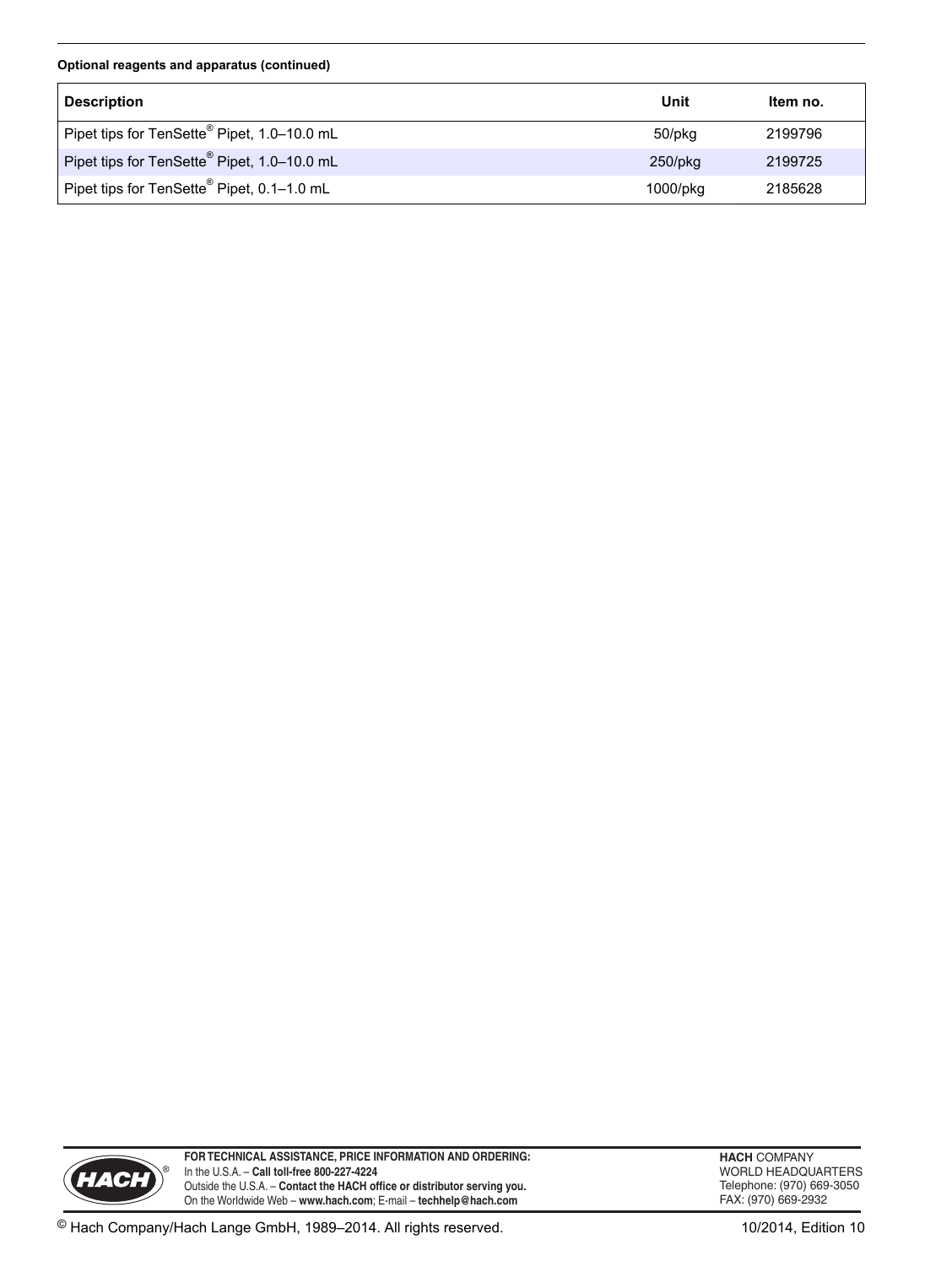**Optional reagents and apparatus (continued)**

| Description | Unit | Item no. |
| --- | --- | --- |
| Pipet tips for TenSette® Pipet, 1.0–10.0 mL | 50/pkg | 2199796 |
| Pipet tips for TenSette® Pipet, 1.0–10.0 mL | 250/pkg | 2199725 |
| Pipet tips for TenSette® Pipet, 0.1–1.0 mL | 1000/pkg | 2185628 |

**FOR TECHNICAL ASSISTANCE, PRICE INFORMATION AND ORDERING:**
In the U.S.A. – **Call toll-free 800-227-4224**
Outside the U.S.A. – **Contact the HACH office or distributor serving you.**
On the Worldwide Web – **www.hach.com**; E-mail – **techhelp@hach.com**

**HACH** COMPANY
WORLD HEADQUARTERS
Telephone: (970) 669-3050
FAX: (970) 669-2932

© Hach Company/Hach Lange GmbH, 1989–2014. All rights reserved.

10/2014, Edition 10